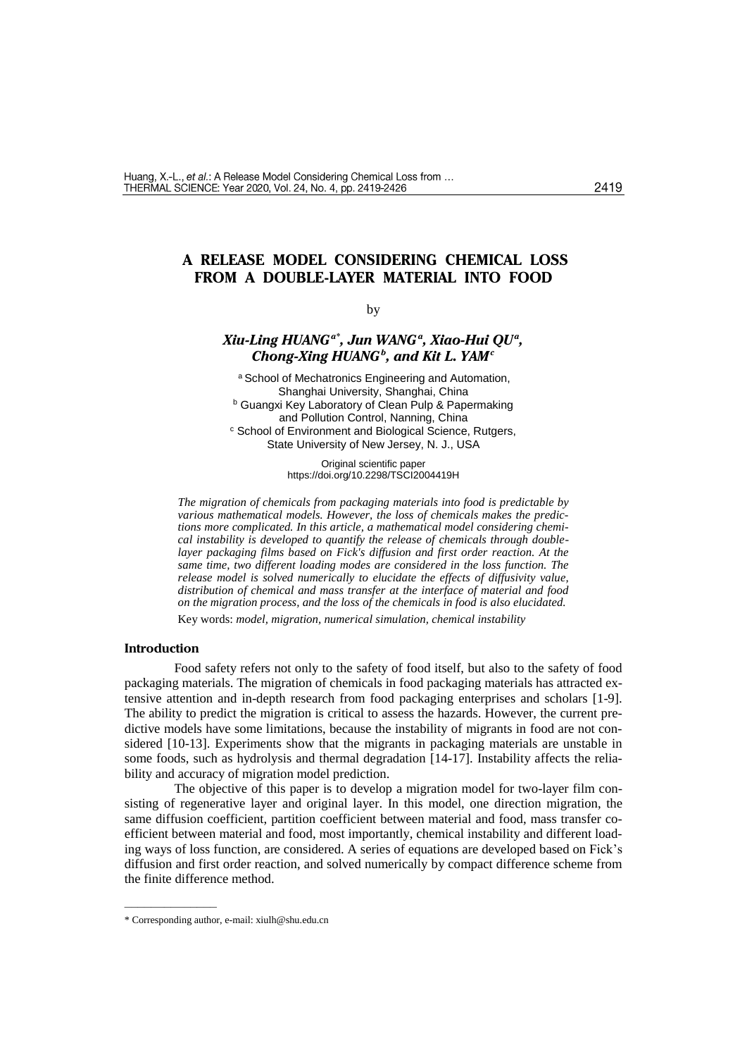# A RELEASE MODEL CONSIDERING CHEMICAL LOSS FROM A DOUBLE-LAYER MATERIAL INTO FOOD

by

***Xiu-Ling HUANG[a*], Jun WANG[a], Xiao-Hui QU[a], Chong-Xing HUANG[b], and Kit L. YAM[c]***

[a] School of Mechatronics Engineering and Automation, Shanghai University, Shanghai, China
[b] Guangxi Key Laboratory of Clean Pulp & Papermaking and Pollution Control, Nanning, China
[c] School of Environment and Biological Science, Rutgers, State University of New Jersey, N. J., USA

Original scientific paper
https://doi.org/10.2298/TSCI2004419H

*The migration of chemicals from packaging materials into food is predictable by various mathematical models. However, the loss of chemicals makes the predictions more complicated. In this article, a mathematical model considering chemical instability is developed to quantify the release of chemicals through double-layer packaging films based on Fick's diffusion and first order reaction. At the same time, two different loading modes are considered in the loss function. The release model is solved numerically to elucidate the effects of diffusivity value, distribution of chemical and mass transfer at the interface of material and food on the migration process, and the loss of the chemicals in food is also elucidated.*

Key words: *model, migration, numerical simulation, chemical instability*

## Introduction

Food safety refers not only to the safety of food itself, but also to the safety of food packaging materials. The migration of chemicals in food packaging materials has attracted extensive attention and in-depth research from food packaging enterprises and scholars [1-9]. The ability to predict the migration is critical to assess the hazards. However, the current predictive models have some limitations, because the instability of migrants in food are not considered [10-13]. Experiments show that the migrants in packaging materials are unstable in some foods, such as hydrolysis and thermal degradation [14-17]. Instability affects the reliability and accuracy of migration model prediction.

The objective of this paper is to develop a migration model for two-layer film consisting of regenerative layer and original layer. In this model, one direction migration, the same diffusion coefficient, partition coefficient between material and food, mass transfer coefficient between material and food, most importantly, chemical instability and different loading ways of loss function, are considered. A series of equations are developed based on Fick's diffusion and first order reaction, and solved numerically by compact difference scheme from the finite difference method.

---

* Corresponding author, e-mail: xiulh@shu.edu.cn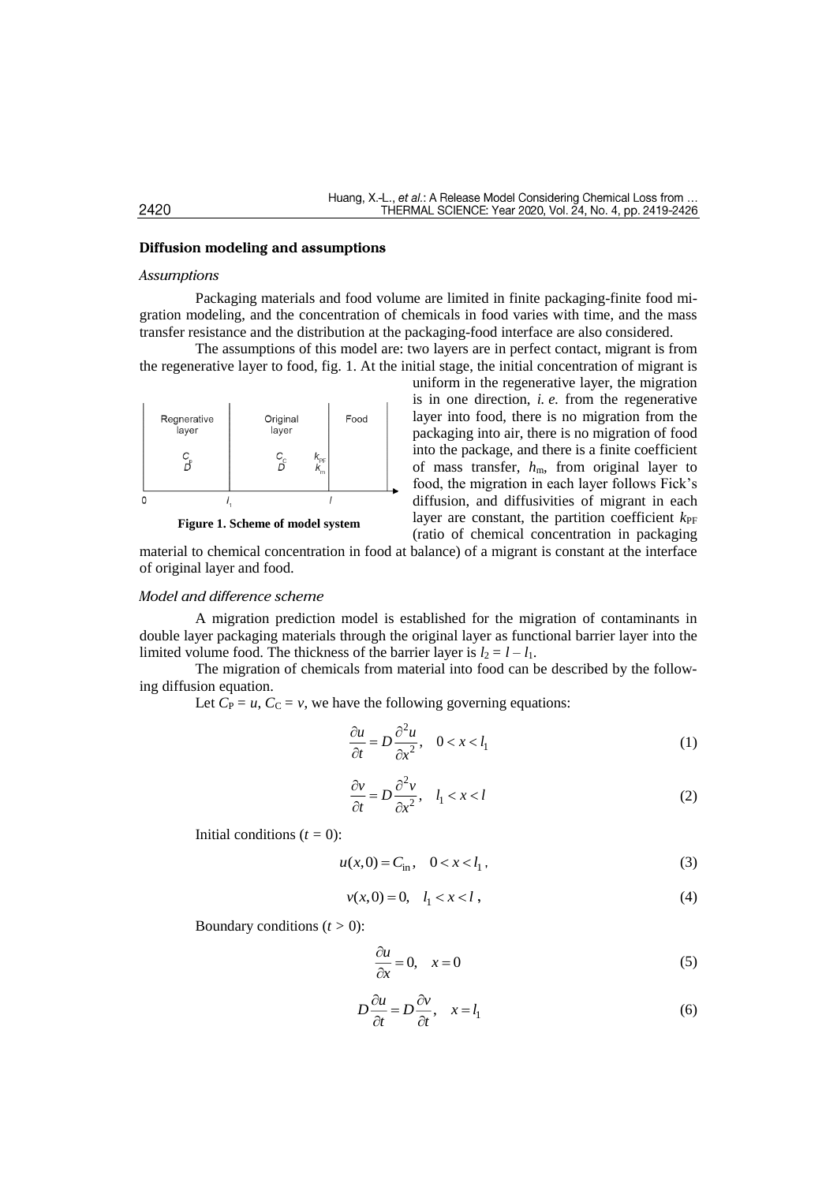## Diffusion modeling and assumptions

### *Assumptions*

Packaging materials and food volume are limited in finite packaging-finite food migration modeling, and the concentration of chemicals in food varies with time, and the mass transfer resistance and the distribution at the packaging-food interface are also considered.

The assumptions of this model are: two layers are in perfect contact, migrant is from the regenerative layer to food, fig. 1. At the initial stage, the initial concentration of migrant is uniform in the regenerative layer, the migration is in one direction, *i. e.* from the regenerative layer into food, there is no migration from the packaging into air, there is no migration of food into the package, and there is a finite coefficient of mass transfer, $h_m$, from original layer to food, the migration in each layer follows Fick's diffusion, and diffusivities of migrant in each layer are constant, the partition coefficient $k_{PF}$ (ratio of chemical concentration in packaging material to chemical concentration in food at balance) of a migrant is constant at the interface of original layer and food.

**Figure 1. Scheme of model system**

### *Model and difference scheme*

A migration prediction model is established for the migration of contaminants in double layer packaging materials through the original layer as functional barrier layer into the limited volume food. The thickness of the barrier layer is $l_2 = l - l_1$.

The migration of chemicals from material into food can be described by the following diffusion equation.

Let $C_P = u$, $C_C = v$, we have the following governing equations:

$$\frac{\partial u}{\partial t} = D\frac{\partial^2 u}{\partial x^2}, \quad 0 < x < l_1 \tag{1}$$

$$\frac{\partial v}{\partial t} = D\frac{\partial^2 v}{\partial x^2}, \quad l_1 < x < l \tag{2}$$

Initial conditions ($t = 0$):

$$u(x,0) = C_{\text{in}}, \quad 0 < x < l_1, \tag{3}$$

$$v(x,0) = 0, \quad l_1 < x < l, \tag{4}$$

Boundary conditions ($t > 0$):

$$\frac{\partial u}{\partial x} = 0, \quad x = 0 \tag{5}$$

$$D\frac{\partial u}{\partial t} = D\frac{\partial v}{\partial t}, \quad x = l_1 \tag{6}$$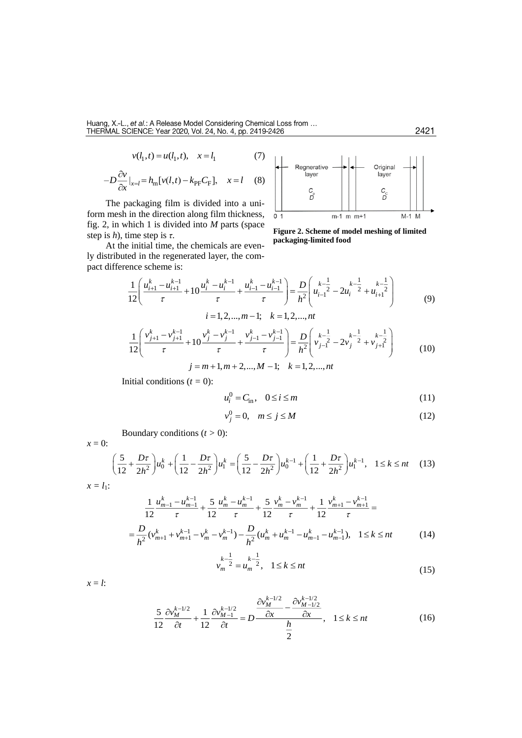$$v(l_1,t)=u(l_1,t),\quad x=l_1 \tag{7}$$

$$-D\frac{\partial v}{\partial x}|_{x=l}=h_\mathrm{m}[v(l,t)-k_\mathrm{PF}C_\mathrm{F}],\quad x=l \tag{8}$$

The packaging film is divided into a uniform mesh in the direction along film thickness, fig. 2, in which 1 is divided into $M$ parts (space step is $h$), time step is $\tau$.

**Figure 2. Scheme of model meshing of limited packaging-limited food**

At the initial time, the chemicals are evenly distributed in the regenerated layer, the compact difference scheme is:

$$\frac{1}{12}\left(\frac{u_{i+1}^k-u_{i+1}^{k-1}}{\tau}+10\frac{u_i^k-u_i^{k-1}}{\tau}+\frac{u_{i-1}^k-u_{i-1}^{k-1}}{\tau}\right)=\frac{D}{h^2}\left(u_{i-1}^{k-\frac{1}{2}}-2u_i^{k-\frac{1}{2}}+u_{i+1}^{k-\frac{1}{2}}\right) \tag{9}$$

$$i=1,2,...,m-1;\quad k=1,2,...,nt$$

$$\frac{1}{12}\left(\frac{v_{j+1}^k-v_{j+1}^{k-1}}{\tau}+10\frac{v_j^k-v_j^{k-1}}{\tau}+\frac{v_{j-1}^k-v_{j-1}^{k-1}}{\tau}\right)=\frac{D}{h^2}\left(v_{j-1}^{k-\frac{1}{2}}-2v_j^{k-\frac{1}{2}}+v_{j+1}^{k-\frac{1}{2}}\right) \tag{10}$$

$$j=m+1,m+2,...,M-1;\quad k=1,2,...,nt$$

Initial conditions ($t = 0$):

$$u_i^0=C_\mathrm{in},\quad 0\le i\le m \tag{11}$$

$$v_j^0=0,\quad m\le j\le M \tag{12}$$

Boundary conditions ($t > 0$):

$x = 0$:

$$\left(\frac{5}{12}+\frac{D\tau}{2h^2}\right)u_0^k+\left(\frac{1}{12}-\frac{D\tau}{2h^2}\right)u_1^k=\left(\frac{5}{12}-\frac{D\tau}{2h^2}\right)u_0^{k-1}+\left(\frac{1}{12}+\frac{D\tau}{2h^2}\right)u_1^{k-1},\quad 1\le k\le nt \tag{13}$$

$x = l_1$:

$$\frac{1}{12}\frac{u_{m-1}^k-u_{m-1}^{k-1}}{\tau}+\frac{5}{12}\frac{u_m^k-u_m^{k-1}}{\tau}+\frac{5}{12}\frac{v_m^k-v_m^{k-1}}{\tau}+\frac{1}{12}\frac{v_{m+1}^k-v_{m+1}^{k-1}}{\tau}=$$

$$=\frac{D}{h^2}(v_{m+1}^k+v_{m+1}^{k-1}-v_m^k-v_m^{k-1})-\frac{D}{h^2}(u_m^k+u_m^{k-1}-u_{m-1}^k-u_{m-1}^{k-1}),\quad 1\le k\le nt \tag{14}$$

$$v_m^{k-\frac{1}{2}}=u_m^{k-\frac{1}{2}},\quad 1\le k\le nt \tag{15}$$

$x = l$:

$$\frac{5}{12}\frac{\partial v_M^{k-1/2}}{\partial t}+\frac{1}{12}\frac{\partial v_{M-1}^{k-1/2}}{\partial t}=D\frac{\dfrac{\partial v_M^{k-1/2}}{\partial x}-\dfrac{\partial v_{M-1/2}^{k-1/2}}{\partial x}}{\dfrac{h}{2}},\quad 1\le k\le nt \tag{16}$$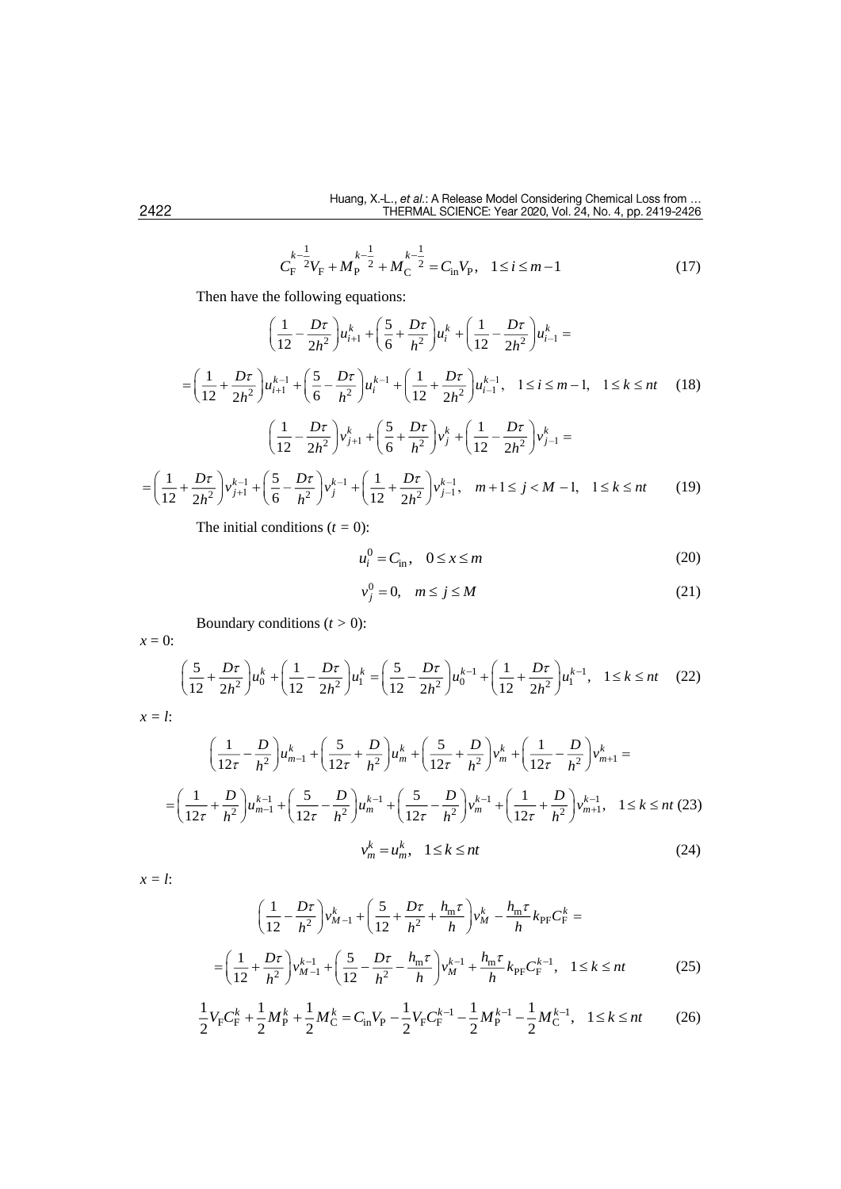$$C_{\mathrm{F}}^{k-\frac{1}{2}}V_{\mathrm{F}}+M_{\mathrm{P}}^{k-\frac{1}{2}}+M_{\mathrm{C}}^{k-\frac{1}{2}}=C_{\mathrm{in}}V_{\mathrm{P}},\quad 1\le i\le m-1 \tag{17}$$

Then have the following equations:

$$\left(\frac{1}{12}-\frac{D\tau}{2h^2}\right)u_{i+1}^{k}+\left(\frac{5}{6}+\frac{D\tau}{h^2}\right)u_{i}^{k}+\left(\frac{1}{12}-\frac{D\tau}{2h^2}\right)u_{i-1}^{k}=$$

$$=\left(\frac{1}{12}+\frac{D\tau}{2h^2}\right)u_{i+1}^{k-1}+\left(\frac{5}{6}-\frac{D\tau}{h^2}\right)u_{i}^{k-1}+\left(\frac{1}{12}+\frac{D\tau}{2h^2}\right)u_{i-1}^{k-1},\quad 1\le i\le m-1,\quad 1\le k\le nt \tag{18}$$

$$\left(\frac{1}{12}-\frac{D\tau}{2h^2}\right)v_{j+1}^{k}+\left(\frac{5}{6}+\frac{D\tau}{h^2}\right)v_{j}^{k}+\left(\frac{1}{12}-\frac{D\tau}{2h^2}\right)v_{j-1}^{k}=$$

$$=\left(\frac{1}{12}+\frac{D\tau}{2h^2}\right)v_{j+1}^{k-1}+\left(\frac{5}{6}-\frac{D\tau}{h^2}\right)v_{j}^{k-1}+\left(\frac{1}{12}+\frac{D\tau}{2h^2}\right)v_{j-1}^{k-1},\quad m+1\le j<M-1,\quad 1\le k\le nt \tag{19}$$

The initial conditions ($t = 0$):

$$u_i^0=C_{\mathrm{in}},\quad 0\le x\le m \tag{20}$$

$$v_j^0=0,\quad m\le j\le M \tag{21}$$

Boundary conditions ($t > 0$):

$x = 0$:

$$\left(\frac{5}{12}+\frac{D\tau}{2h^2}\right)u_0^k+\left(\frac{1}{12}-\frac{D\tau}{2h^2}\right)u_1^k=\left(\frac{5}{12}-\frac{D\tau}{2h^2}\right)u_0^{k-1}+\left(\frac{1}{12}+\frac{D\tau}{2h^2}\right)u_1^{k-1},\quad 1\le k\le nt \tag{22}$$

$x = l$:

$$\left(\frac{1}{12\tau}-\frac{D}{h^2}\right)u_{m-1}^{k}+\left(\frac{5}{12\tau}+\frac{D}{h^2}\right)u_{m}^{k}+\left(\frac{5}{12\tau}+\frac{D}{h^2}\right)v_{m}^{k}+\left(\frac{1}{12\tau}-\frac{D}{h^2}\right)v_{m+1}^{k}=$$

$$=\left(\frac{1}{12\tau}+\frac{D}{h^2}\right)u_{m-1}^{k-1}+\left(\frac{5}{12\tau}-\frac{D}{h^2}\right)u_{m}^{k-1}+\left(\frac{5}{12\tau}-\frac{D}{h^2}\right)v_{m}^{k-1}+\left(\frac{1}{12\tau}+\frac{D}{h^2}\right)v_{m+1}^{k-1},\quad 1\le k\le nt \tag{23}$$

$$v_m^k=u_m^k,\quad 1\le k\le nt \tag{24}$$

$x = l$:

$$\left(\frac{1}{12}-\frac{D\tau}{h^2}\right)v_{M-1}^{k}+\left(\frac{5}{12}+\frac{D\tau}{h^2}+\frac{h_{\mathrm{m}}\tau}{h}\right)v_{M}^{k}-\frac{h_{\mathrm{m}}\tau}{h}k_{\mathrm{PF}}C_{\mathrm{F}}^{k}=$$

$$=\left(\frac{1}{12}+\frac{D\tau}{h^2}\right)v_{M-1}^{k-1}+\left(\frac{5}{12}-\frac{D\tau}{h^2}-\frac{h_{\mathrm{m}}\tau}{h}\right)v_{M}^{k-1}+\frac{h_{\mathrm{m}}\tau}{h}k_{\mathrm{PF}}C_{\mathrm{F}}^{k-1},\quad 1\le k\le nt \tag{25}$$

$$\frac{1}{2}V_{\mathrm{F}}C_{\mathrm{F}}^{k}+\frac{1}{2}M_{\mathrm{P}}^{k}+\frac{1}{2}M_{\mathrm{C}}^{k}=C_{\mathrm{in}}V_{\mathrm{P}}-\frac{1}{2}V_{\mathrm{F}}C_{\mathrm{F}}^{k-1}-\frac{1}{2}M_{\mathrm{P}}^{k-1}-\frac{1}{2}M_{\mathrm{C}}^{k-1},\quad 1\le k\le nt \tag{26}$$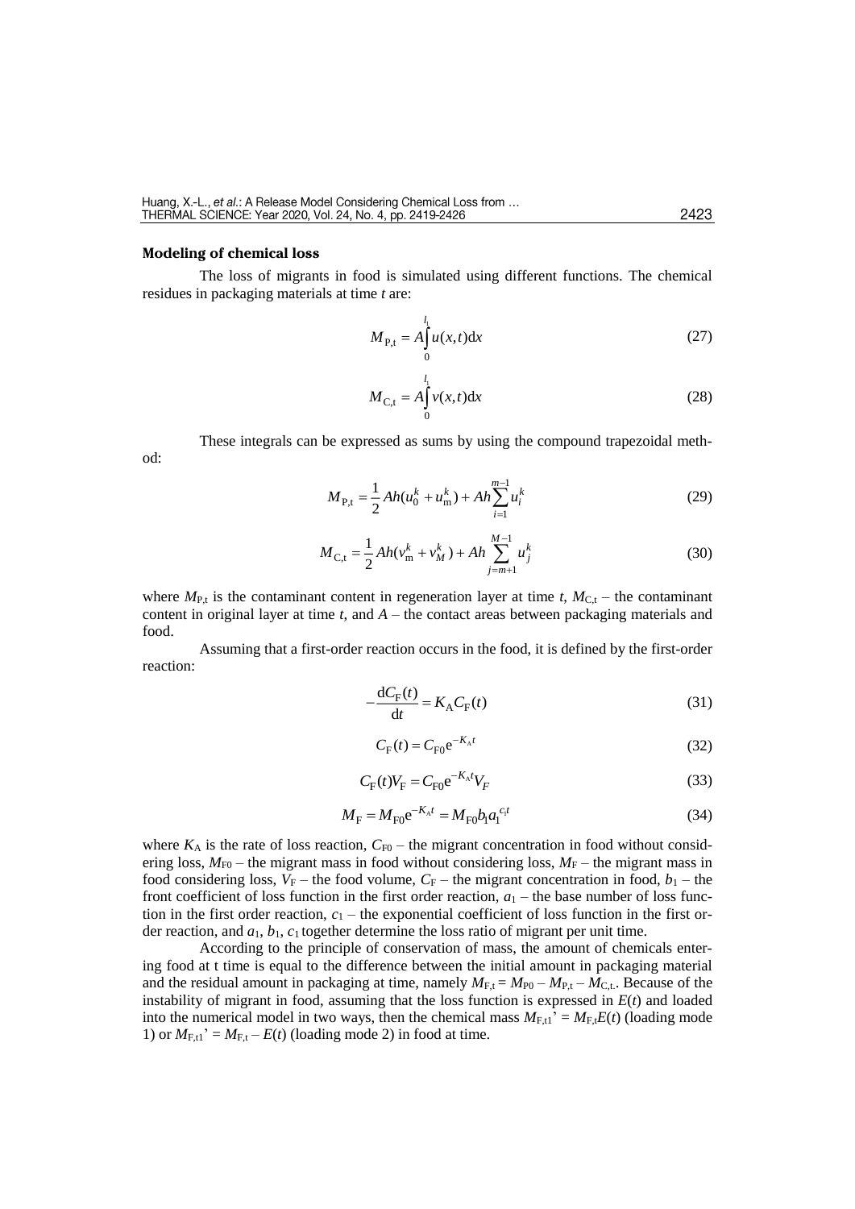**Modeling of chemical loss**

The loss of migrants in food is simulated using different functions. The chemical residues in packaging materials at time $t$ are:

$$M_{\mathrm{P,t}} = A\int_{0}^{l_1} u(x,t)\mathrm{d}x \tag{27}$$

$$M_{\mathrm{C,t}} = A\int_{0}^{l_1} v(x,t)\mathrm{d}x \tag{28}$$

These integrals can be expressed as sums by using the compound trapezoidal method:

$$M_{\mathrm{P,t}} = \frac{1}{2}Ah(u_0^k + u_{\mathrm{m}}^k) + Ah\sum_{i=1}^{m-1} u_i^k \tag{29}$$

$$M_{\mathrm{C,t}} = \frac{1}{2}Ah(v_{\mathrm{m}}^k + v_M^k) + Ah\sum_{j=m+1}^{M-1} u_j^k \tag{30}$$

where $M_{\mathrm{P,t}}$ is the contaminant content in regeneration layer at time $t$, $M_{\mathrm{C,t}}$ – the contaminant content in original layer at time $t$, and $A$ – the contact areas between packaging materials and food.

Assuming that a first-order reaction occurs in the food, it is defined by the first-order reaction:

$$-\frac{\mathrm{d}C_{\mathrm{F}}(t)}{\mathrm{d}t} = K_{\mathrm{A}}C_{\mathrm{F}}(t) \tag{31}$$

$$C_{\mathrm{F}}(t) = C_{\mathrm{F0}}\mathrm{e}^{-K_{\mathrm{A}}t} \tag{32}$$

$$C_{\mathrm{F}}(t)V_{\mathrm{F}} = C_{\mathrm{F0}}\mathrm{e}^{-K_{\mathrm{A}}t}V_F \tag{33}$$

$$M_{\mathrm{F}} = M_{\mathrm{F0}}\mathrm{e}^{-K_{\mathrm{A}}t} = M_{\mathrm{F0}}b_1 a_1^{c_1 t} \tag{34}$$

where $K_{\mathrm{A}}$ is the rate of loss reaction, $C_{\mathrm{F0}}$ – the migrant concentration in food without considering loss, $M_{\mathrm{F0}}$ – the migrant mass in food without considering loss, $M_{\mathrm{F}}$ – the migrant mass in food considering loss, $V_{\mathrm{F}}$ – the food volume, $C_{\mathrm{F}}$ – the migrant concentration in food, $b_1$ – the front coefficient of loss function in the first order reaction, $a_1$ – the base number of loss function in the first order reaction, $c_1$ – the exponential coefficient of loss function in the first order reaction, and $a_1$, $b_1$, $c_1$ together determine the loss ratio of migrant per unit time.

According to the principle of conservation of mass, the amount of chemicals entering food at t time is equal to the difference between the initial amount in packaging material and the residual amount in packaging at time, namely $M_{\mathrm{F,t}} = M_{\mathrm{P0}} - M_{\mathrm{P,t}} - M_{\mathrm{C,t}}$. Because of the instability of migrant in food, assuming that the loss function is expressed in $E(t)$ and loaded into the numerical model in two ways, then the chemical mass $M_{\mathrm{F,t1}}' = M_{\mathrm{F,t}}E(t)$ (loading mode 1) or $M_{\mathrm{F,t1}}' = M_{\mathrm{F,t}} - E(t)$ (loading mode 2) in food at time.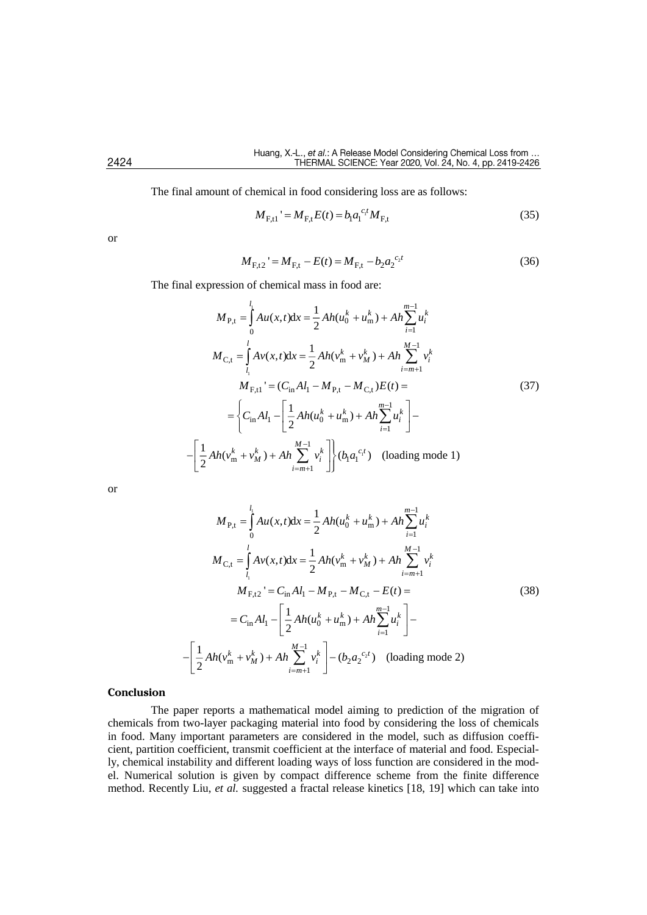The final amount of chemical in food considering loss are as follows:

$$M_{\mathrm{F,t1}}{}' = M_{\mathrm{F,t}} E(t) = b_1 {a_1}^{c_1 t} M_{\mathrm{F,t}} \tag{35}$$

or

$$M_{\mathrm{F,t2}}{}' = M_{\mathrm{F,t}} - E(t) = M_{\mathrm{F,t}} - b_2 {a_2}^{c_2 t} \tag{36}$$

The final expression of chemical mass in food are:

$$\begin{gathered}
M_{\mathrm{P,t}} = \int_0^{l_1} Au(x,t)\mathrm{d}x = \frac{1}{2} Ah(u_0^k + u_\mathrm{m}^k) + Ah\sum_{i=1}^{m-1} u_i^k \\
M_{\mathrm{C,t}} = \int_{l_1}^{l} Av(x,t)\mathrm{d}x = \frac{1}{2} Ah(v_\mathrm{m}^k + v_M^k) + Ah\sum_{i=m+1}^{M-1} v_i^k \\
M_{\mathrm{F,t1}}{}' = (C_\mathrm{in} Al_1 - M_{\mathrm{P,t}} - M_{\mathrm{C,t}}) E(t) = \\
= \left\{ C_\mathrm{in} Al_1 - \left[ \frac{1}{2} Ah(u_0^k + u_\mathrm{m}^k) + Ah\sum_{i=1}^{m-1} u_i^k \right] - \right. \\
\left. - \left[ \frac{1}{2} Ah(v_\mathrm{m}^k + v_M^k) + Ah\sum_{i=m+1}^{M-1} v_i^k \right] \right\} (b_1 {a_1}^{c_1 t}) \quad \text{(loading mode 1)}
\end{gathered} \tag{37}$$

or

$$\begin{gathered}
M_{\mathrm{P,t}} = \int_0^{l_1} Au(x,t)\mathrm{d}x = \frac{1}{2} Ah(u_0^k + u_\mathrm{m}^k) + Ah\sum_{i=1}^{m-1} u_i^k \\
M_{\mathrm{C,t}} = \int_{l_1}^{l} Av(x,t)\mathrm{d}x = \frac{1}{2} Ah(v_\mathrm{m}^k + v_M^k) + Ah\sum_{i=m+1}^{M-1} v_i^k \\
M_{\mathrm{F,t2}}{}' = C_\mathrm{in} Al_1 - M_{\mathrm{P,t}} - M_{\mathrm{C,t}} - E(t) = \\
= C_\mathrm{in} Al_1 - \left[ \frac{1}{2} Ah(u_0^k + u_\mathrm{m}^k) + Ah\sum_{i=1}^{m-1} u_i^k \right] - \\
- \left[ \frac{1}{2} Ah(v_\mathrm{m}^k + v_M^k) + Ah\sum_{i=m+1}^{M-1} v_i^k \right] - (b_2 {a_2}^{c_2 t}) \quad \text{(loading mode 2)}
\end{gathered} \tag{38}$$

## Conclusion

The paper reports a mathematical model aiming to prediction of the migration of chemicals from two-layer packaging material into food by considering the loss of chemicals in food. Many important parameters are considered in the model, such as diffusion coefficient, partition coefficient, transmit coefficient at the interface of material and food. Especially, chemical instability and different loading ways of loss function are considered in the model. Numerical solution is given by compact difference scheme from the finite difference method. Recently Liu, *et al.* suggested a fractal release kinetics [18, 19] which can take into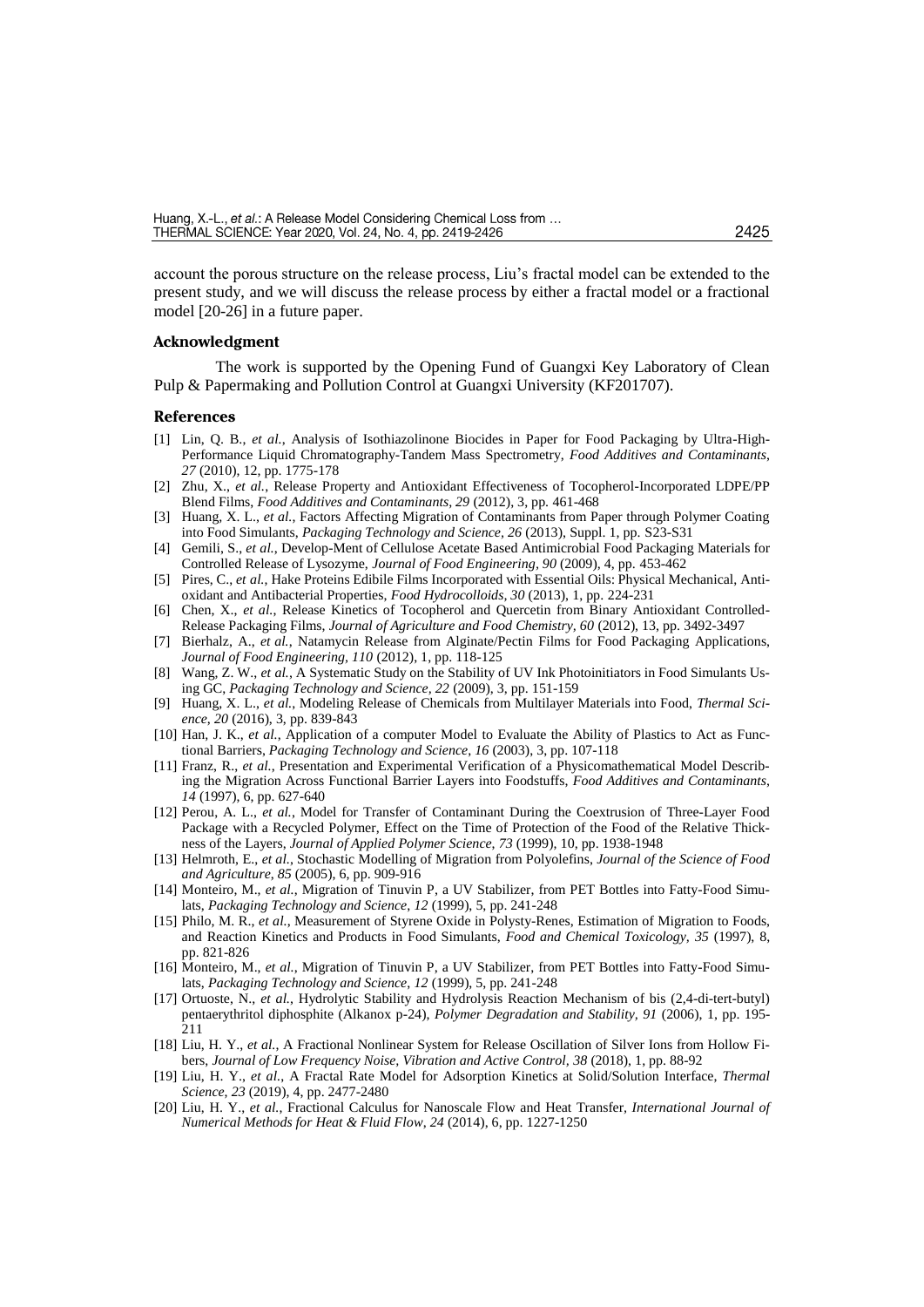account the porous structure on the release process, Liu's fractal model can be extended to the present study, and we will discuss the release process by either a fractal model or a fractional model [20-26] in a future paper.

### Acknowledgment

The work is supported by the Opening Fund of Guangxi Key Laboratory of Clean Pulp & Papermaking and Pollution Control at Guangxi University (KF201707).

### References

- [1] Lin, Q. B., *et al.*, Analysis of Isothiazolinone Biocides in Paper for Food Packaging by Ultra-High-Performance Liquid Chromatography-Tandem Mass Spectrometry, *Food Additives and Contaminants*, *27* (2010), 12, pp. 1775-178
- [2] Zhu, X., *et al.*, Release Property and Antioxidant Effectiveness of Tocopherol-Incorporated LDPE/PP Blend Films, *Food Additives and Contaminants*, *29* (2012), 3, pp. 461-468
- [3] Huang, X. L., *et al.*, Factors Affecting Migration of Contaminants from Paper through Polymer Coating into Food Simulants, *Packaging Technology and Science*, *26* (2013), Suppl. 1, pp. S23-S31
- [4] Gemili, S., *et al.*, Develop-Ment of Cellulose Acetate Based Antimicrobial Food Packaging Materials for Controlled Release of Lysozyme, *Journal of Food Engineering*, *90* (2009), 4, pp. 453-462
- [5] Pires, C., *et al.*, Hake Proteins Edibile Films Incorporated with Essential Oils: Physical Mechanical, Antioxidant and Antibacterial Properties, *Food Hydrocolloids*, *30* (2013), 1, pp. 224-231
- [6] Chen, X., *et al.*, Release Kinetics of Tocopherol and Quercetin from Binary Antioxidant Controlled-Release Packaging Films, *Journal of Agriculture and Food Chemistry, 60* (2012), 13, pp. 3492-3497
- [7] Bierhalz, A., *et al.*, Natamycin Release from Alginate/Pectin Films for Food Packaging Applications, *Journal of Food Engineering*, *110* (2012), 1, pp. 118-125
- [8] Wang, Z. W., *et al.*, A Systematic Study on the Stability of UV Ink Photoinitiators in Food Simulants Using GC, *Packaging Technology and Science, 22* (2009), 3, pp. 151-159
- [9] Huang, X. L., *et al.*, Modeling Release of Chemicals from Multilayer Materials into Food, *Thermal Science, 20* (2016), 3, pp. 839-843
- [10] Han, J. K., *et al.*, Application of a computer Model to Evaluate the Ability of Plastics to Act as Functional Barriers, *Packaging Technology and Science*, *16* (2003), 3, pp. 107-118
- [11] Franz, R., *et al.*, Presentation and Experimental Verification of a Physicomathematical Model Describing the Migration Across Functional Barrier Layers into Foodstuffs, *Food Additives and Contaminants*, *14* (1997), 6, pp. 627-640
- [12] Perou, A. L., *et al.*, Model for Transfer of Contaminant During the Coextrusion of Three-Layer Food Package with a Recycled Polymer, Effect on the Time of Protection of the Food of the Relative Thickness of the Layers, *Journal of Applied Polymer Science*, *73* (1999), 10, pp. 1938-1948
- [13] Helmroth, E., *et al.*, Stochastic Modelling of Migration from Polyolefins, *Journal of the Science of Food and Agriculture*, *85* (2005), 6, pp. 909-916
- [14] Monteiro, M., *et al.*, Migration of Tinuvin P, a UV Stabilizer, from PET Bottles into Fatty-Food Simulats, *Packaging Technology and Science*, *12* (1999), 5, pp. 241-248
- [15] Philo, M. R., *et al.*, Measurement of Styrene Oxide in Polysty-Renes, Estimation of Migration to Foods, and Reaction Kinetics and Products in Food Simulants, *Food and Chemical Toxicology, 35* (1997), 8, pp. 821-826
- [16] Monteiro, M., *et al.*, Migration of Tinuvin P, a UV Stabilizer, from PET Bottles into Fatty-Food Simulats, *Packaging Technology and Science*, *12* (1999), 5, pp. 241-248
- [17] Ortuoste, N., *et al.*, Hydrolytic Stability and Hydrolysis Reaction Mechanism of bis (2,4-di-tert-butyl) pentaerythritol diphosphite (Alkanox p-24), *Polymer Degradation and Stability, 91* (2006), 1, pp. 195-211
- [18] Liu, H. Y., *et al.*, A Fractional Nonlinear System for Release Oscillation of Silver Ions from Hollow Fibers, *Journal of Low Frequency Noise, Vibration and Active Control, 38* (2018), 1, pp. 88-92
- [19] Liu, H. Y., *et al.*, A Fractal Rate Model for Adsorption Kinetics at Solid/Solution Interface, *Thermal Science, 23* (2019), 4, pp. 2477-2480
- [20] Liu, H. Y., *et al.*, Fractional Calculus for Nanoscale Flow and Heat Transfer, *International Journal of Numerical Methods for Heat & Fluid Flow, 24* (2014), 6, pp. 1227-1250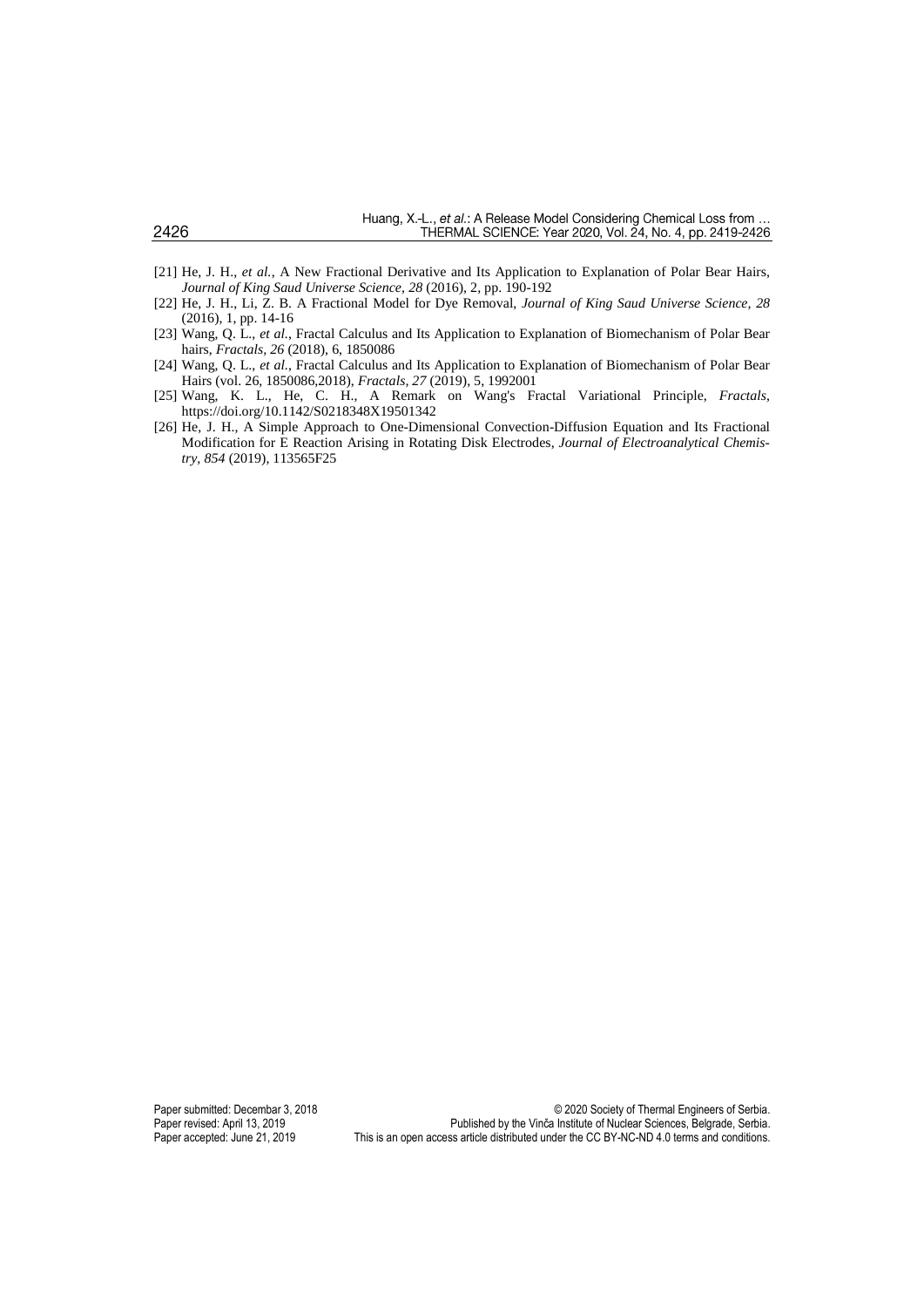[21] He, J. H., *et al.*, A New Fractional Derivative and Its Application to Explanation of Polar Bear Hairs, *Journal of King Saud Universe Science*, *28* (2016), 2, pp. 190-192

[22] He, J. H., Li, Z. B. A Fractional Model for Dye Removal, *Journal of King Saud Universe Science, 28* (2016), 1, pp. 14-16

[23] Wang, Q. L., *et al.*, Fractal Calculus and Its Application to Explanation of Biomechanism of Polar Bear hairs, *Fractals, 26* (2018), 6, 1850086

[24] Wang, Q. L., *et al.*, Fractal Calculus and Its Application to Explanation of Biomechanism of Polar Bear Hairs (vol. 26, 1850086,2018), *Fractals, 27* (2019), 5, 1992001

[25] Wang, K. L., He, C. H., A Remark on Wang's Fractal Variational Principle, *Fractals*, https://doi.org/10.1142/S0218348X19501342

[26] He, J. H., A Simple Approach to One-Dimensional Convection-Diffusion Equation and Its Fractional Modification for E Reaction Arising in Rotating Disk Electrodes, *Journal of Electroanalytical Chemistry, 854* (2019), 113565F25

Paper submitted: Decembar 3, 2018
Paper revised: April 13, 2019
Paper accepted: June 21, 2019

© 2020 Society of Thermal Engineers of Serbia.
Published by the Vinča Institute of Nuclear Sciences, Belgrade, Serbia.
This is an open access article distributed under the CC BY-NC-ND 4.0 terms and conditions.